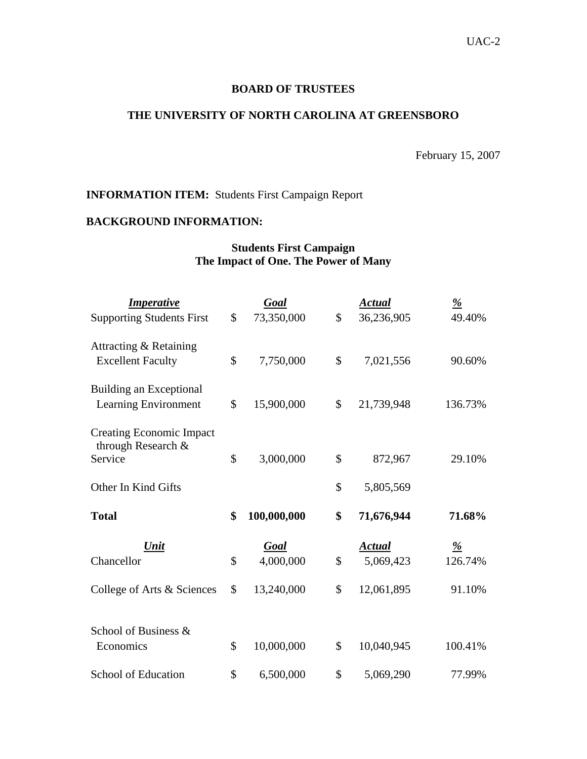UAC-2

**BOARD OF TRUSTEES**

**THE UNIVERSITY OF NORTH CAROLINA AT GREENSBORO**

February 15, 2007

**INFORMATION ITEM:** Students First Campaign Report

**BACKGROUND INFORMATION:**

**Students First Campaign**
**The Impact of One. The Power of Many**

| *Imperative* | *Goal* | *Actual* | *%* |
|---|---|---|---|
| Supporting Students First | $ 73,350,000 | $ 36,236,905 | 49.40% |
| Attracting & Retaining Excellent Faculty | $ 7,750,000 | $ 7,021,556 | 90.60% |
| Building an Exceptional Learning Environment | $ 15,900,000 | $ 21,739,948 | 136.73% |
| Creating Economic Impact through Research & Service | $ 3,000,000 | $ 872,967 | 29.10% |
| Other In Kind Gifts | | $ 5,805,569 | |
| **Total** | **$ 100,000,000** | **$ 71,676,944** | **71.68%** |

| *Unit* | *Goal* | *Actual* | *%* |
|---|---|---|---|
| Chancellor | $ 4,000,000 | $ 5,069,423 | 126.74% |
| College of Arts & Sciences | $ 13,240,000 | $ 12,061,895 | 91.10% |
| School of Business & Economics | $ 10,000,000 | $ 10,040,945 | 100.41% |
| School of Education | $ 6,500,000 | $ 5,069,290 | 77.99% |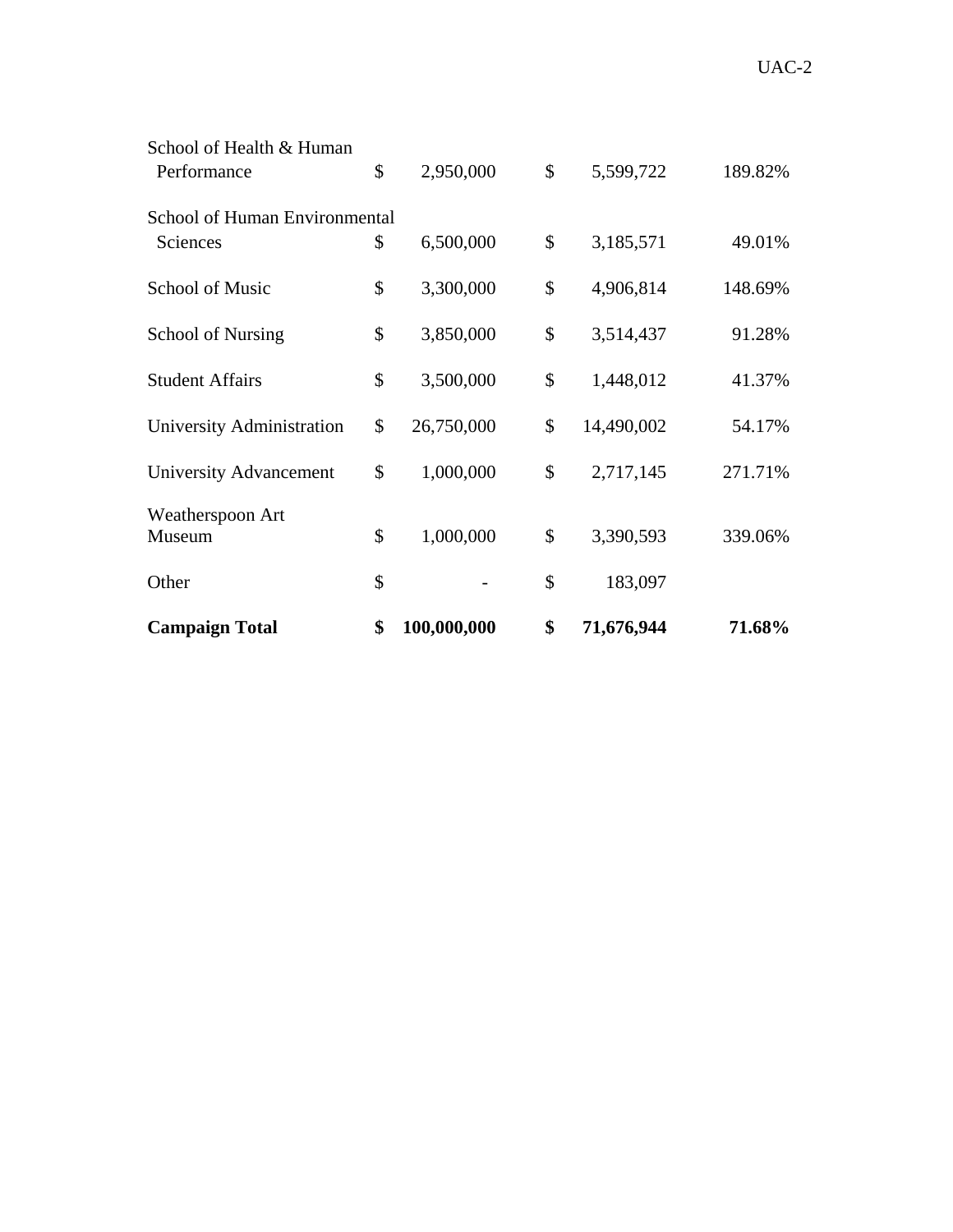| | | | |
|---|---|---|---|
| School of Health & Human Performance | $ 2,950,000 | $ 5,599,722 | 189.82% |
| School of Human Environmental Sciences | $ 6,500,000 | $ 3,185,571 | 49.01% |
| School of Music | $ 3,300,000 | $ 4,906,814 | 148.69% |
| School of Nursing | $ 3,850,000 | $ 3,514,437 | 91.28% |
| Student Affairs | $ 3,500,000 | $ 1,448,012 | 41.37% |
| University Administration | $ 26,750,000 | $ 14,490,002 | 54.17% |
| University Advancement | $ 1,000,000 | $ 2,717,145 | 271.71% |
| Weatherspoon Art Museum | $ 1,000,000 | $ 3,390,593 | 339.06% |
| Other | $ - | $ 183,097 | |
| **Campaign Total** | **$ 100,000,000** | **$ 71,676,944** | **71.68%** |